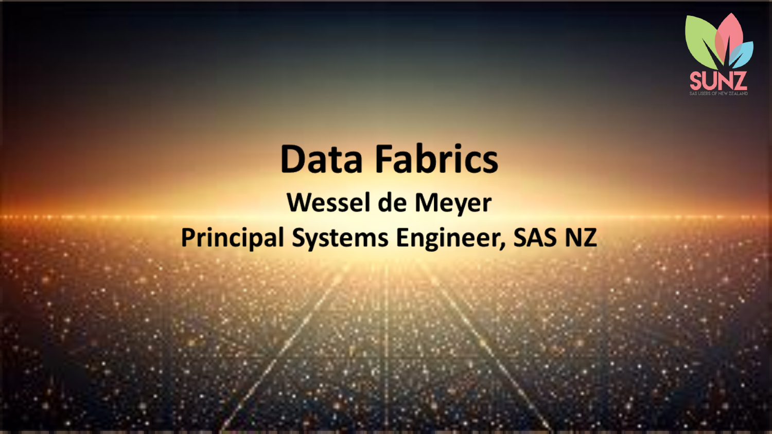# Data Fabrics

**Wessel de Meyer**

**Principal Systems Engineer, SAS NZ**

SUNZ

SAS USERS OF NEW ZEALAND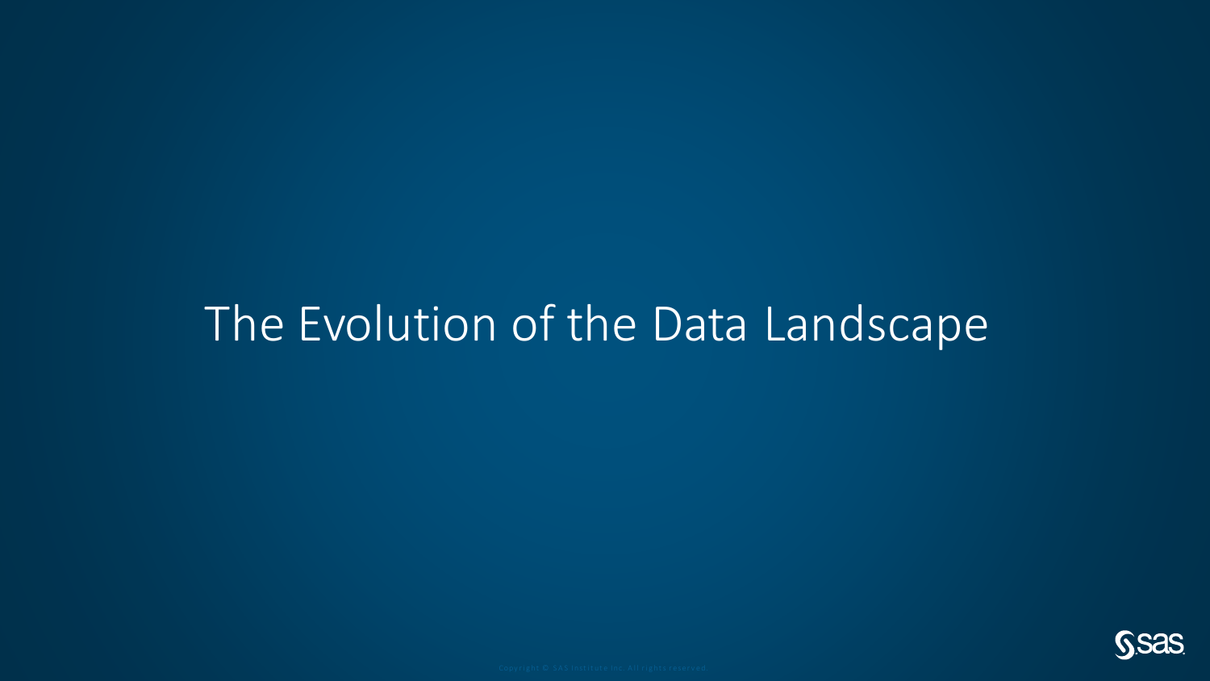# The Evolution of the Data Landscape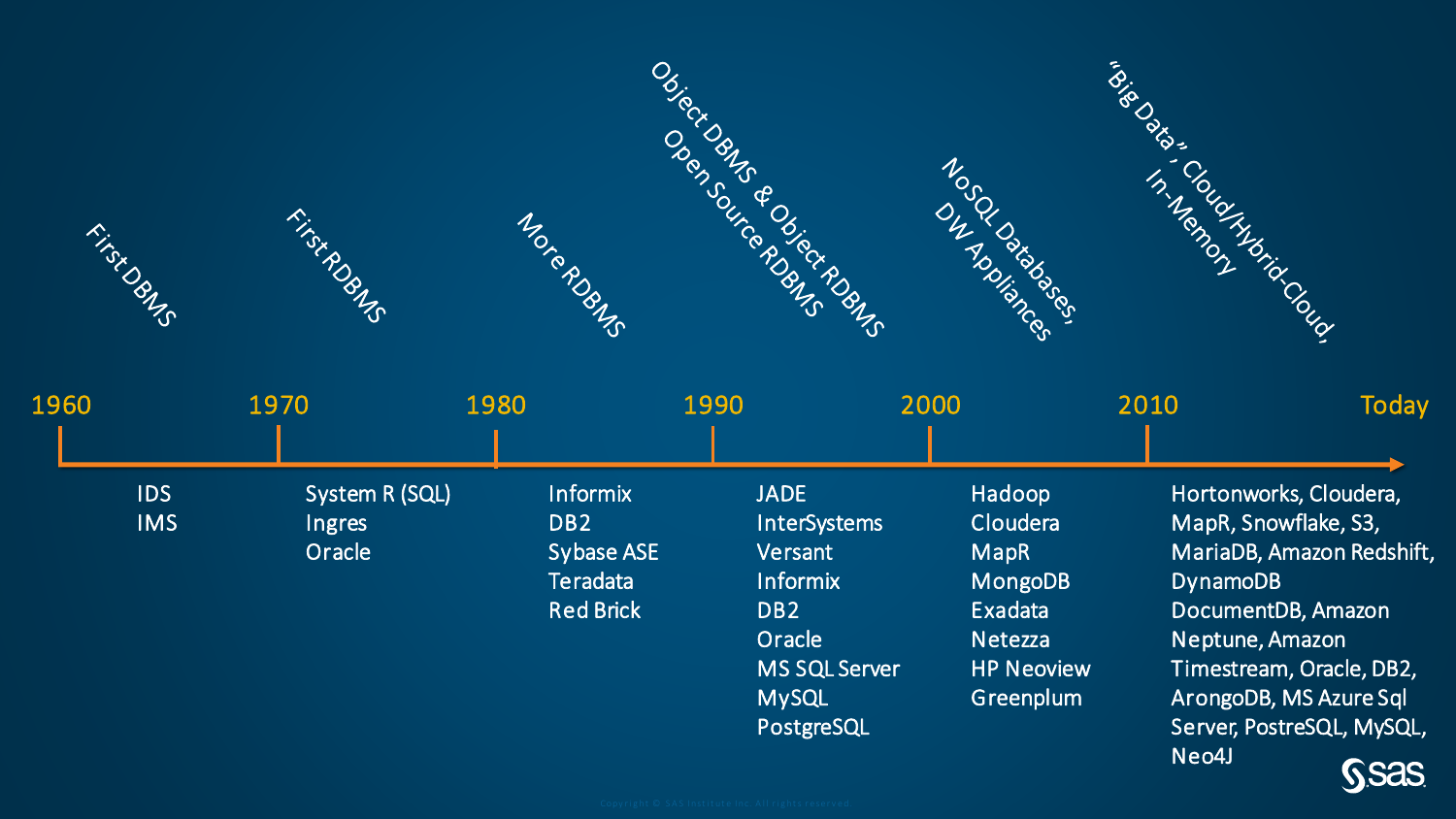| 1960 | 1970 | 1980 | 1990 | 2000 | 2010 | Today |
|---|---|---|---|---|---|---|
| First DBMS | First RDBMS | More RDBMS | Object DBMS & Object RDBMS, Open Source RDBMS | NoSQL Databases, DW Appliances | "Big Data", Cloud/Hybrid-Cloud, In-Memory | |
| IDS<br>IMS | System R (SQL)<br>Ingres<br>Oracle | Informix<br>DB2<br>Sybase ASE<br>Teradata<br>Red Brick | JADE<br>InterSystems<br>Versant<br>Informix<br>DB2<br>Oracle<br>MS SQL Server<br>MySQL<br>PostgreSQL | Hadoop<br>Cloudera<br>MapR<br>MongoDB<br>Exadata<br>Netezza<br>HP Neoview<br>Greenplum | Hortonworks, Cloudera, MapR, Snowflake, S3, MariaDB, Amazon Redshift, DynamoDB DocumentDB, Amazon Neptune, Amazon Timestream, Oracle, DB2, ArongoDB, MS Azure Sql Server, PostreSQL, MySQL, Neo4J | |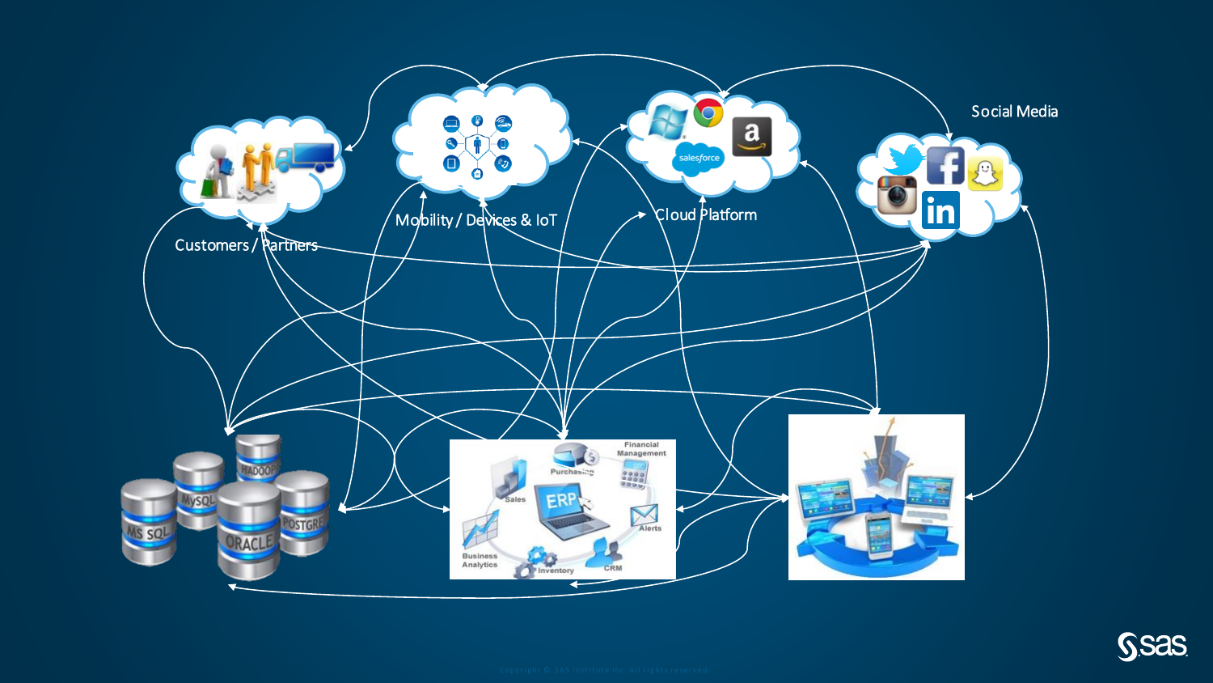Customers / Partners

Mobility / Devices & IoT

Cloud Platform

Social Media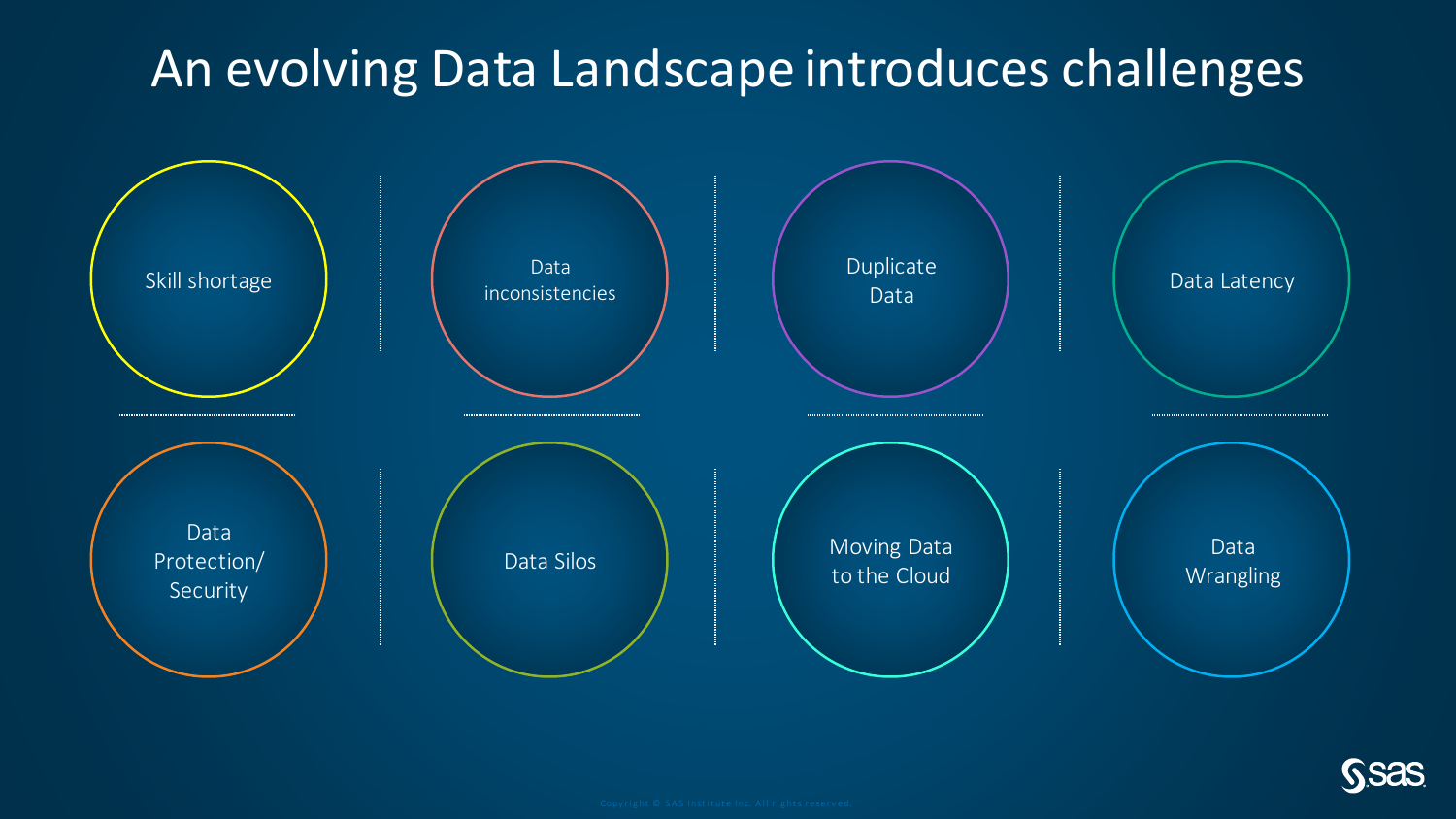# An evolving Data Landscape introduces challenges

- Skill shortage
- Data inconsistencies
- Duplicate Data
- Data Latency
- Data Protection/ Security
- Data Silos
- Moving Data to the Cloud
- Data Wrangling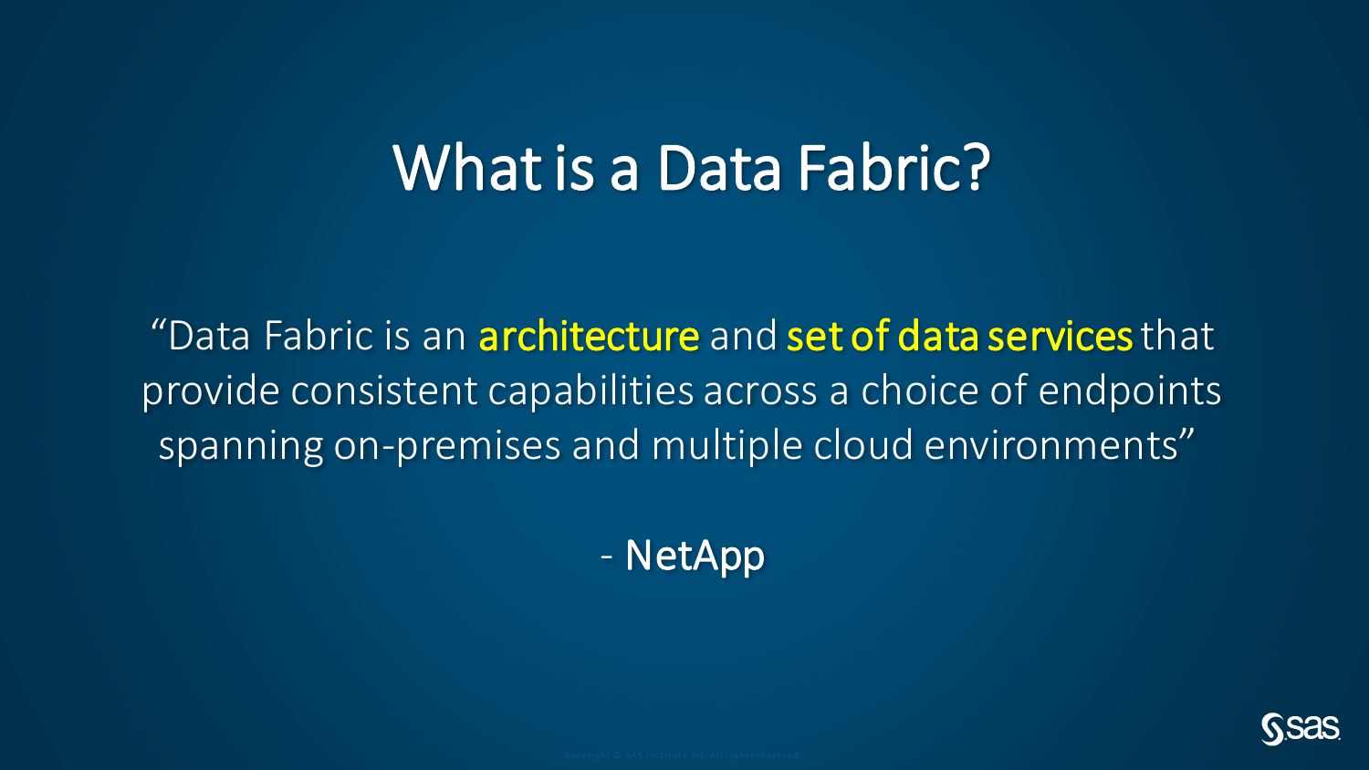# What is a Data Fabric?

"Data Fabric is an **architecture** and **set of data services** that provide consistent capabilities across a choice of endpoints spanning on-premises and multiple cloud environments"

- NetApp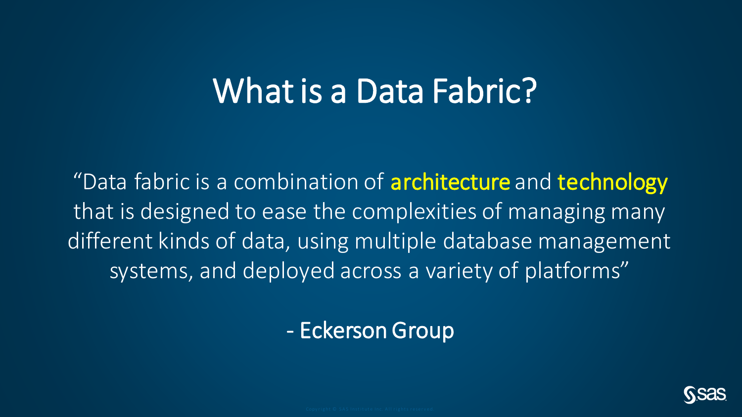# What is a Data Fabric?

"Data fabric is a combination of **architecture** and **technology** that is designed to ease the complexities of managing many different kinds of data, using multiple database management systems, and deployed across a variety of platforms"

- Eckerson Group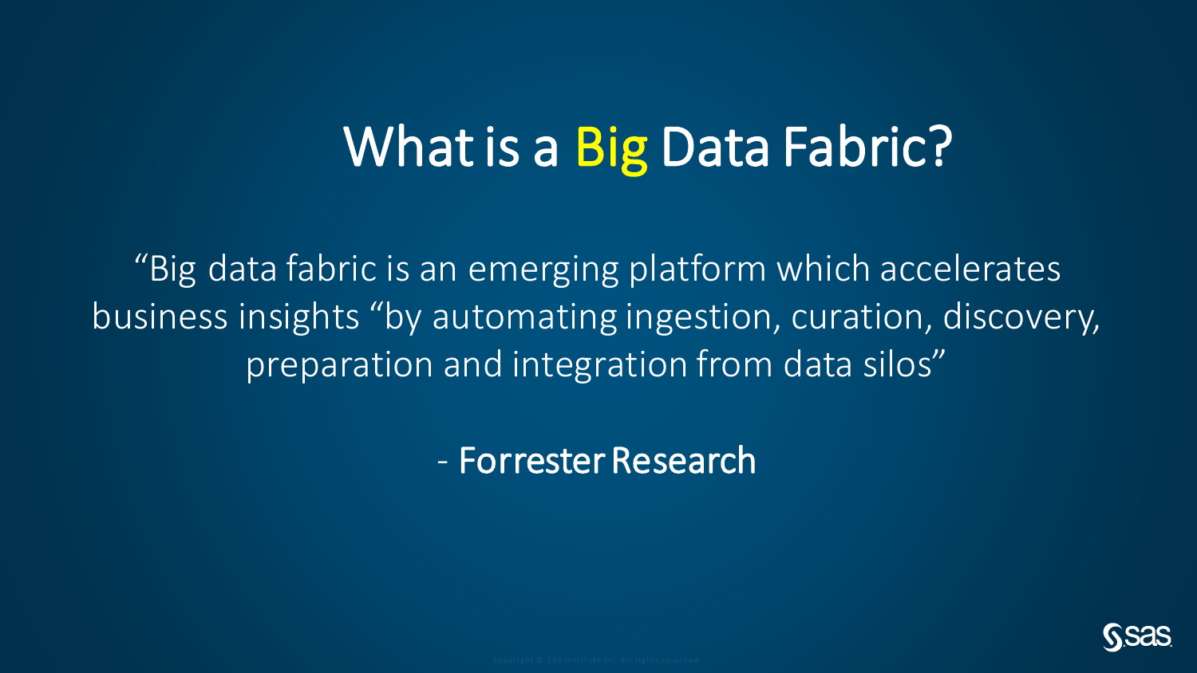# What is a Big Data Fabric?

"Big data fabric is an emerging platform which accelerates business insights "by automating ingestion, curation, discovery, preparation and integration from data silos"

\- Forrester Research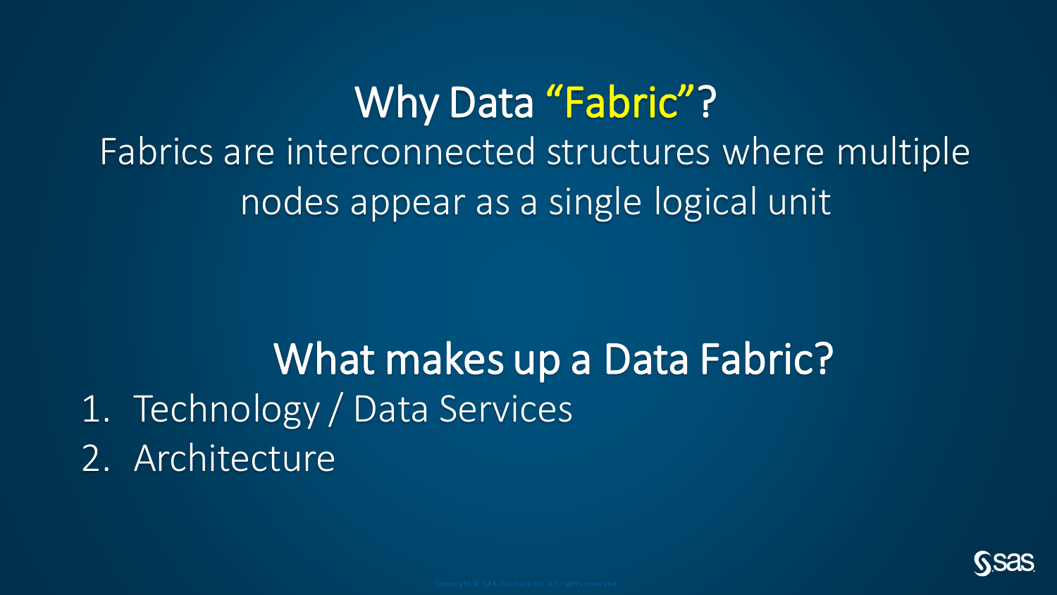# Why Data "Fabric"?

Fabrics are interconnected structures where multiple nodes appear as a single logical unit

# What makes up a Data Fabric?

1. Technology / Data Services
2. Architecture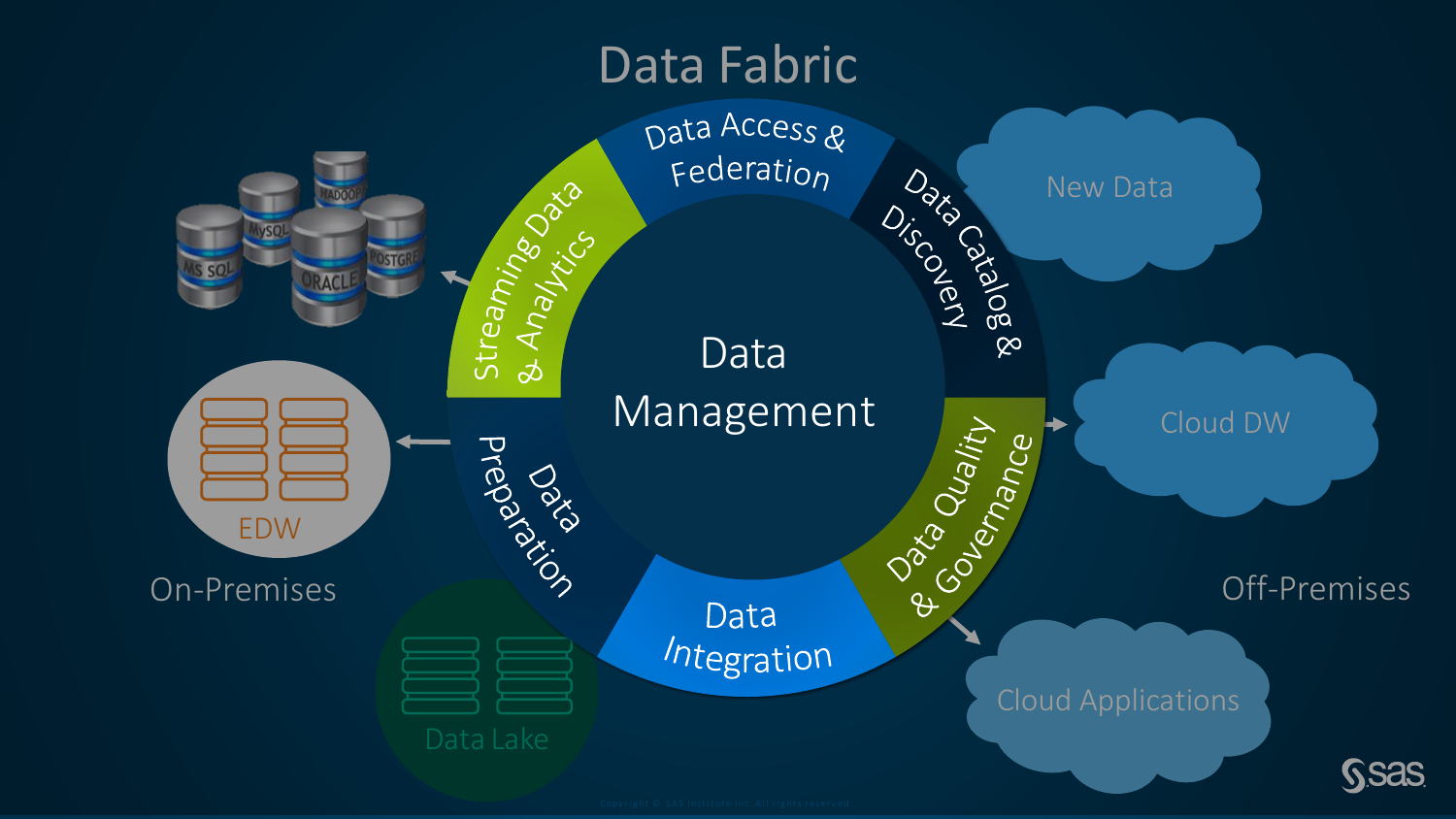# Data Fabric

Data Management

- Data Access & Federation
- Data Catalog & Discovery
- Data Quality & Governance
- Data Integration
- Data Preparation
- Streaming Data & Analytics

On-Premises

- MS SQL
- MySQL
- HADOOP
- ORACLE
- POSTGRES
- EDW
- Data Lake

Off-Premises

- New Data
- Cloud DW
- Cloud Applications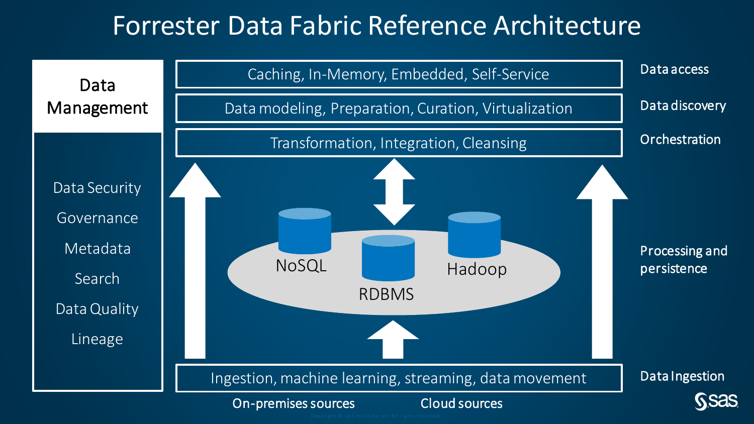# Forrester Data Fabric Reference Architecture

**Data Management**

- Data Security
- Governance
- Metadata
- Search
- Data Quality
- Lineage

| Layer | Components |
| --- | --- |
| Data access | Caching, In-Memory, Embedded, Self-Service |
| Data discovery | Data modeling, Preparation, Curation, Virtualization |
| Orchestration | Transformation, Integration, Cleansing |
| Processing and persistence | NoSQL, RDBMS, Hadoop |
| Data Ingestion | Ingestion, machine learning, streaming, data movement |

On-premises sources    Cloud sources

Copyright © SAS Institute Inc. All rights reserved.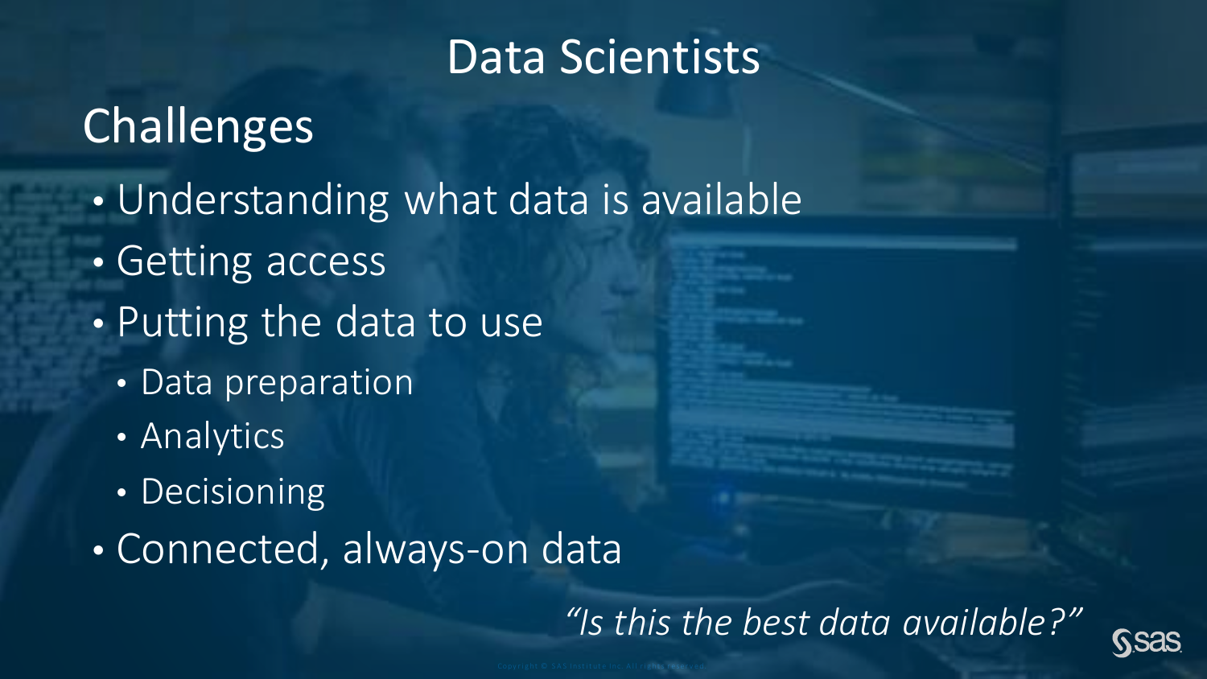# Data Scientists

## Challenges

- Understanding what data is available
- Getting access
- Putting the data to use
  - Data preparation
  - Analytics
  - Decisioning
- Connected, always-on data

*"Is this the best data available?"*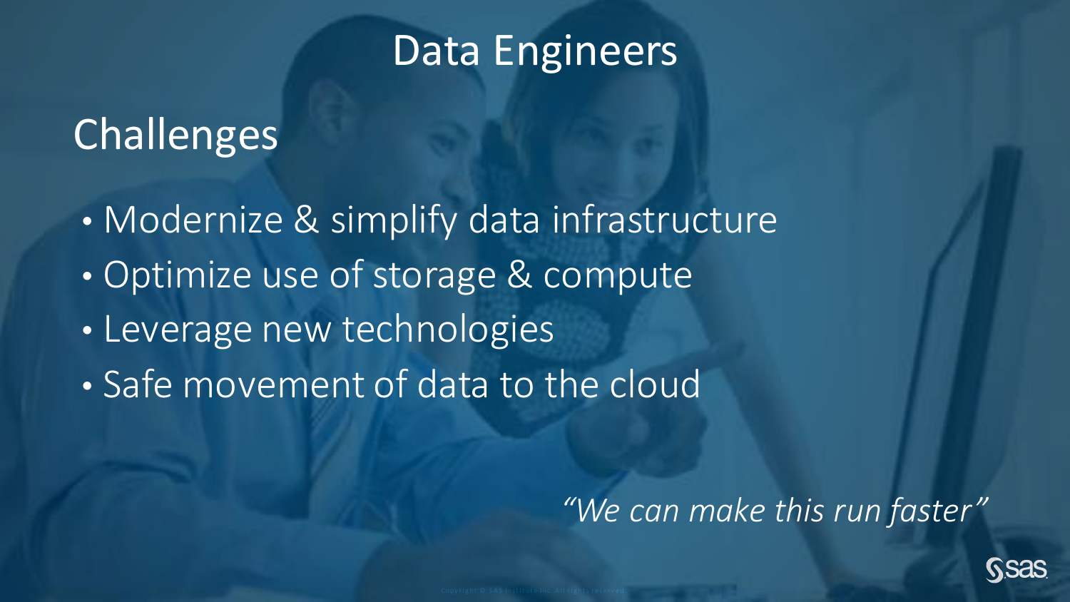# Data Engineers

## Challenges

- Modernize & simplify data infrastructure
- Optimize use of storage & compute
- Leverage new technologies
- Safe movement of data to the cloud

*"We can make this run faster"*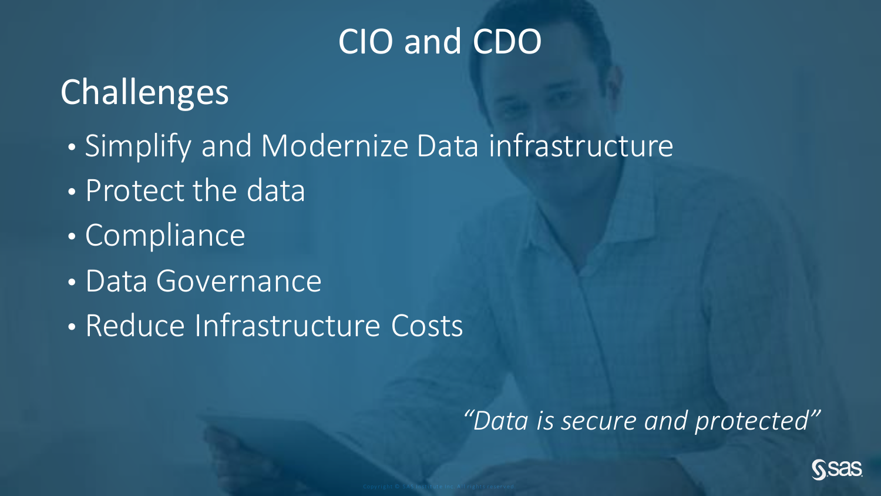# CIO and CDO

## Challenges

- Simplify and Modernize Data infrastructure
- Protect the data
- Compliance
- Data Governance
- Reduce Infrastructure Costs

*"Data is secure and protected"*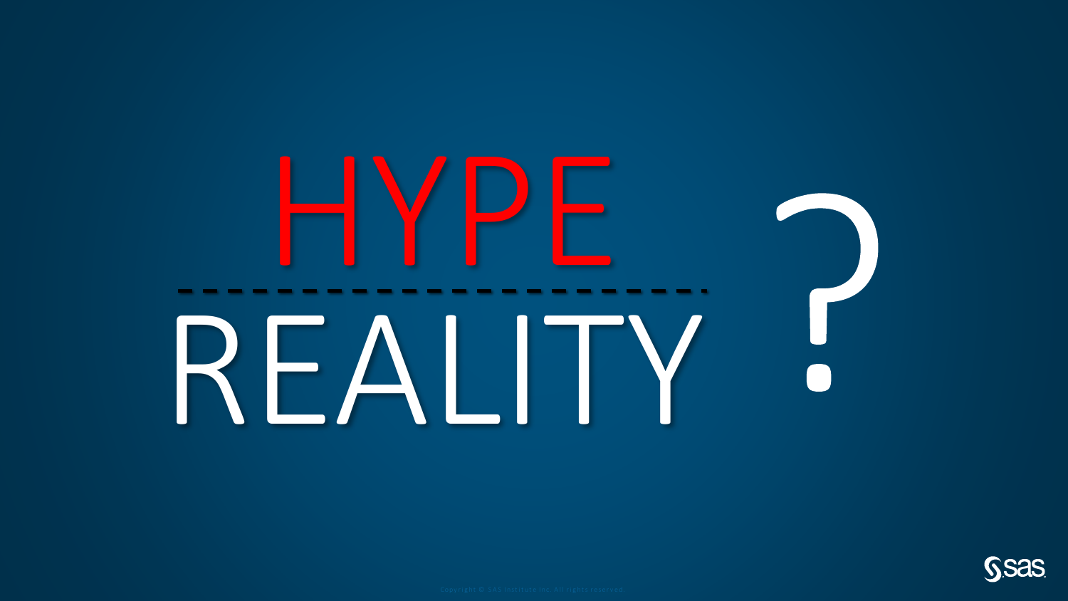# HYPE

# REALITY ?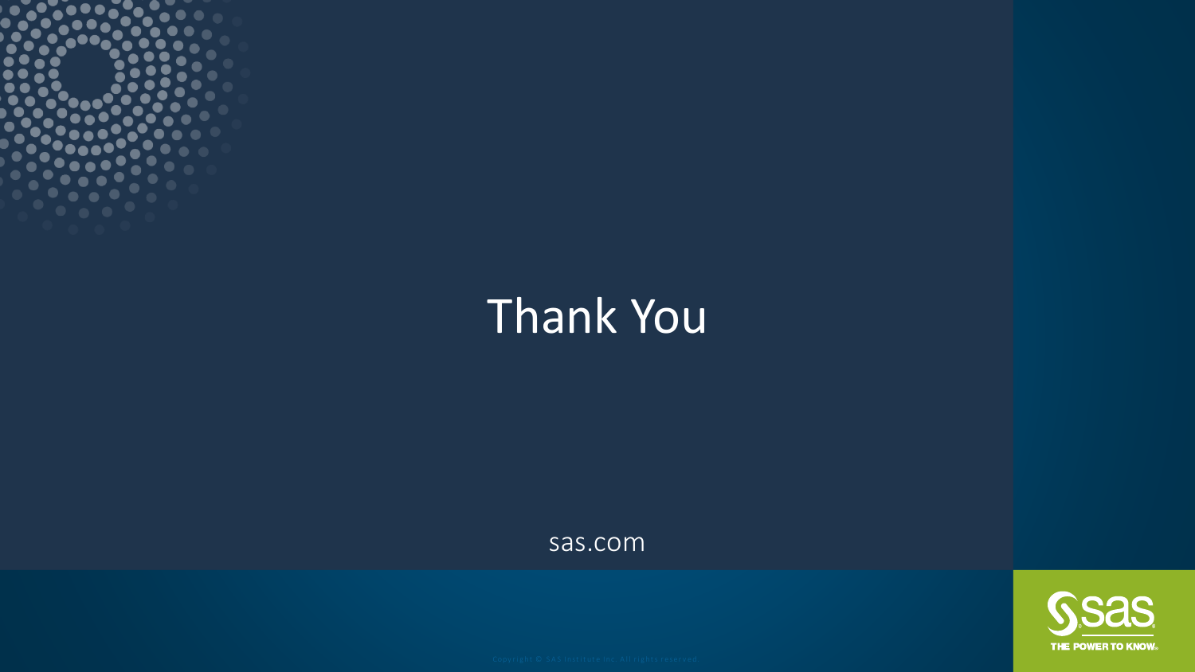# Thank You

sas.com